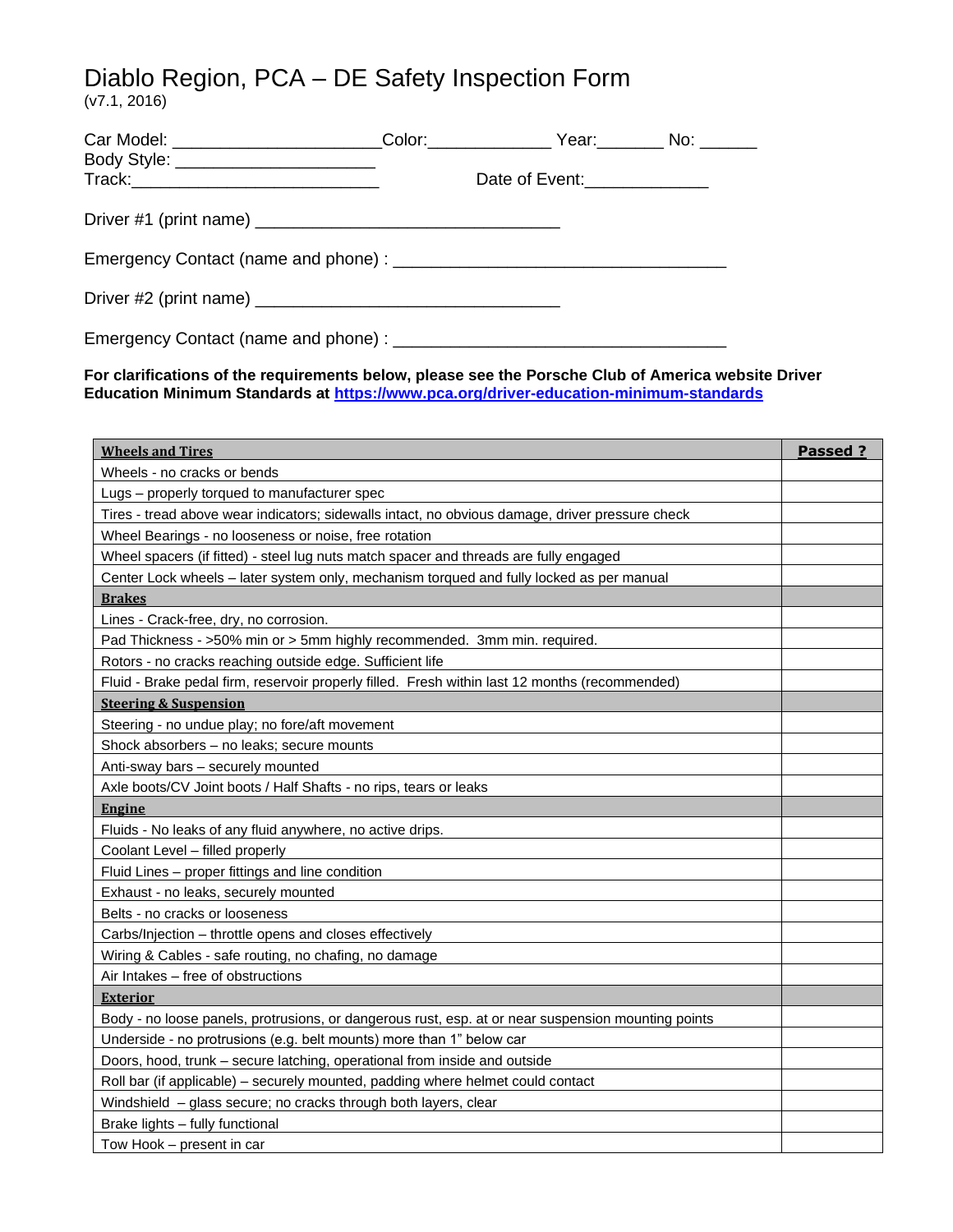# Diablo Region, PCA – DE Safety Inspection Form

(v7.1, 2016)

Car Model: ____________________ Color:____________ Year:_______ No: ______
Body Style: ____________________
Track:_________________________ Date of Event:____________

Driver #1 (print name) ______________________________

Emergency Contact (name and phone) : ______________________________

Driver #2 (print name) ______________________________

Emergency Contact (name and phone) : ______________________________

**For clarifications of the requirements below, please see the Porsche Club of America website Driver Education Minimum Standards at [https://www.pca.org/driver-education-minimum-standards](https://www.pca.org/driver-education-minimum-standards)**

| **Wheels and Tires** | **Passed ?** |
|---|---|
| Wheels - no cracks or bends | |
| Lugs – properly torqued to manufacturer spec | |
| Tires - tread above wear indicators; sidewalls intact, no obvious damage, driver pressure check | |
| Wheel Bearings - no looseness or noise, free rotation | |
| Wheel spacers (if fitted) - steel lug nuts match spacer and threads are fully engaged | |
| Center Lock wheels – later system only, mechanism torqued and fully locked as per manual | |
| **Brakes** | |
| Lines - Crack-free, dry, no corrosion. | |
| Pad Thickness - >50% min or > 5mm highly recommended. 3mm min. required. | |
| Rotors - no cracks reaching outside edge. Sufficient life | |
| Fluid - Brake pedal firm, reservoir properly filled. Fresh within last 12 months (recommended) | |
| **Steering & Suspension** | |
| Steering - no undue play; no fore/aft movement | |
| Shock absorbers – no leaks; secure mounts | |
| Anti-sway bars – securely mounted | |
| Axle boots/CV Joint boots / Half Shafts - no rips, tears or leaks | |
| **Engine** | |
| Fluids - No leaks of any fluid anywhere, no active drips. | |
| Coolant Level – filled properly | |
| Fluid Lines – proper fittings and line condition | |
| Exhaust - no leaks, securely mounted | |
| Belts - no cracks or looseness | |
| Carbs/Injection – throttle opens and closes effectively | |
| Wiring & Cables - safe routing, no chafing, no damage | |
| Air Intakes – free of obstructions | |
| **Exterior** | |
| Body - no loose panels, protrusions, or dangerous rust, esp. at or near suspension mounting points | |
| Underside - no protrusions (e.g. belt mounts) more than 1" below car | |
| Doors, hood, trunk – secure latching, operational from inside and outside | |
| Roll bar (if applicable) – securely mounted, padding where helmet could contact | |
| Windshield – glass secure; no cracks through both layers, clear | |
| Brake lights – fully functional | |
| Tow Hook – present in car | |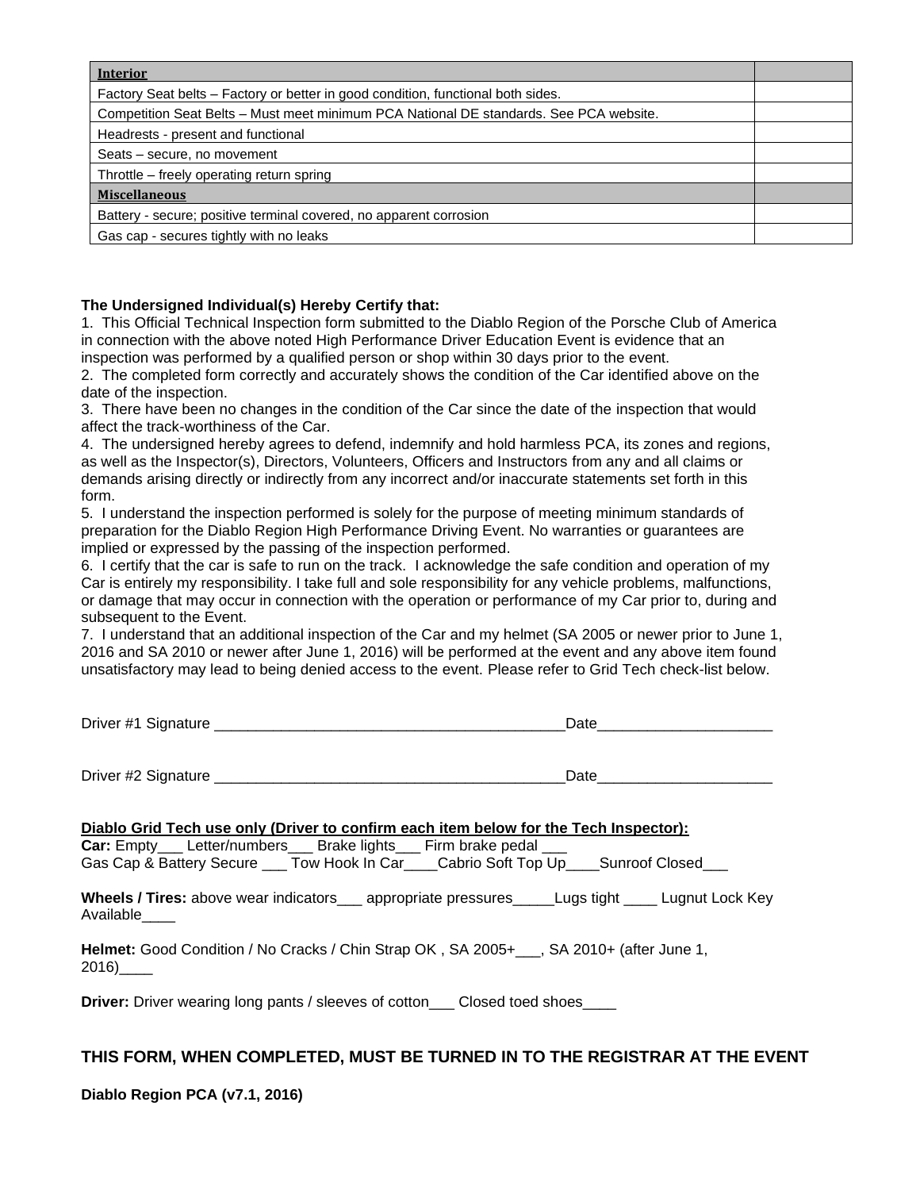| **Interior** | |
|---|---|
| Factory Seat belts – Factory or better in good condition, functional both sides. | |
| Competition Seat Belts – Must meet minimum PCA National DE standards. See PCA website. | |
| Headrests - present and functional | |
| Seats – secure, no movement | |
| Throttle – freely operating return spring | |
| **Miscellaneous** | |
| Battery - secure; positive terminal covered, no apparent corrosion | |
| Gas cap - secures tightly with no leaks | |

**The Undersigned Individual(s) Hereby Certify that:**

1. This Official Technical Inspection form submitted to the Diablo Region of the Porsche Club of America in connection with the above noted High Performance Driver Education Event is evidence that an inspection was performed by a qualified person or shop within 30 days prior to the event.
2. The completed form correctly and accurately shows the condition of the Car identified above on the date of the inspection.
3. There have been no changes in the condition of the Car since the date of the inspection that would affect the track-worthiness of the Car.
4. The undersigned hereby agrees to defend, indemnify and hold harmless PCA, its zones and regions, as well as the Inspector(s), Directors, Volunteers, Officers and Instructors from any and all claims or demands arising directly or indirectly from any incorrect and/or inaccurate statements set forth in this form.
5. I understand the inspection performed is solely for the purpose of meeting minimum standards of preparation for the Diablo Region High Performance Driving Event. No warranties or guarantees are implied or expressed by the passing of the inspection performed.
6. I certify that the car is safe to run on the track. I acknowledge the safe condition and operation of my Car is entirely my responsibility. I take full and sole responsibility for any vehicle problems, malfunctions, or damage that may occur in connection with the operation or performance of my Car prior to, during and subsequent to the Event.
7. I understand that an additional inspection of the Car and my helmet (SA 2005 or newer prior to June 1, 2016 and SA 2010 or newer after June 1, 2016) will be performed at the event and any above item found unsatisfactory may lead to being denied access to the event. Please refer to Grid Tech check-list below.

Driver #1 Signature ___________________________________________Date_____________________

Driver #2 Signature ___________________________________________Date_____________________

**Diablo Grid Tech use only (Driver to confirm each item below for the Tech Inspector):**

**Car:** Empty___ Letter/numbers___ Brake lights___ Firm brake pedal ___
Gas Cap & Battery Secure ___ Tow Hook In Car____Cabrio Soft Top Up____Sunroof Closed___

**Wheels / Tires:** above wear indicators___ appropriate pressures_____Lugs tight ____ Lugnut Lock Key Available____

**Helmet:** Good Condition / No Cracks / Chin Strap OK , SA 2005+___, SA 2010+ (after June 1, 2016)____

**Driver:** Driver wearing long pants / sleeves of cotton___ Closed toed shoes____

**THIS FORM, WHEN COMPLETED, MUST BE TURNED IN TO THE REGISTRAR AT THE EVENT**

**Diablo Region PCA (v7.1, 2016)**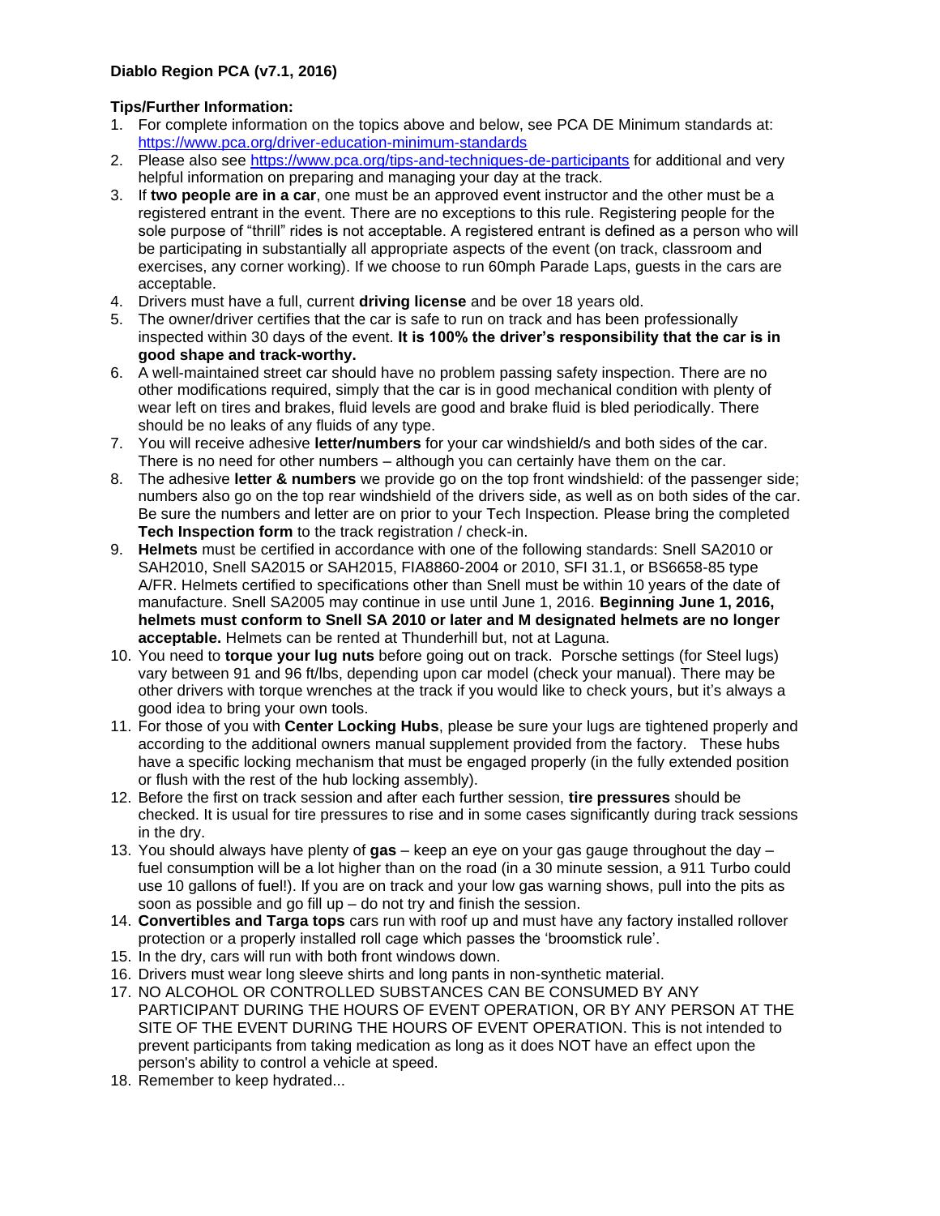**Diablo Region PCA (v7.1, 2016)**

**Tips/Further Information:**

1. For complete information on the topics above and below, see PCA DE Minimum standards at: https://www.pca.org/driver-education-minimum-standards
2. Please also see https://www.pca.org/tips-and-techniques-de-participants for additional and very helpful information on preparing and managing your day at the track.
3. If **two people are in a car**, one must be an approved event instructor and the other must be a registered entrant in the event. There are no exceptions to this rule. Registering people for the sole purpose of "thrill" rides is not acceptable. A registered entrant is defined as a person who will be participating in substantially all appropriate aspects of the event (on track, classroom and exercises, any corner working). If we choose to run 60mph Parade Laps, guests in the cars are acceptable.
4. Drivers must have a full, current **driving license** and be over 18 years old.
5. The owner/driver certifies that the car is safe to run on track and has been professionally inspected within 30 days of the event. **It is 100% the driver's responsibility that the car is in good shape and track-worthy.**
6. A well-maintained street car should have no problem passing safety inspection. There are no other modifications required, simply that the car is in good mechanical condition with plenty of wear left on tires and brakes, fluid levels are good and brake fluid is bled periodically. There should be no leaks of any fluids of any type.
7. You will receive adhesive **letter/numbers** for your car windshield/s and both sides of the car. There is no need for other numbers – although you can certainly have them on the car.
8. The adhesive **letter & numbers** we provide go on the top front windshield: of the passenger side; numbers also go on the top rear windshield of the drivers side, as well as on both sides of the car. Be sure the numbers and letter are on prior to your Tech Inspection. Please bring the completed **Tech Inspection form** to the track registration / check-in.
9. **Helmets** must be certified in accordance with one of the following standards: Snell SA2010 or SAH2010, Snell SA2015 or SAH2015, FIA8860-2004 or 2010, SFI 31.1, or BS6658-85 type A/FR. Helmets certified to specifications other than Snell must be within 10 years of the date of manufacture. Snell SA2005 may continue in use until June 1, 2016. **Beginning June 1, 2016, helmets must conform to Snell SA 2010 or later and M designated helmets are no longer acceptable.** Helmets can be rented at Thunderhill but, not at Laguna.
10. You need to **torque your lug nuts** before going out on track. Porsche settings (for Steel lugs) vary between 91 and 96 ft/lbs, depending upon car model (check your manual). There may be other drivers with torque wrenches at the track if you would like to check yours, but it's always a good idea to bring your own tools.
11. For those of you with **Center Locking Hubs**, please be sure your lugs are tightened properly and according to the additional owners manual supplement provided from the factory. These hubs have a specific locking mechanism that must be engaged properly (in the fully extended position or flush with the rest of the hub locking assembly).
12. Before the first on track session and after each further session, **tire pressures** should be checked. It is usual for tire pressures to rise and in some cases significantly during track sessions in the dry.
13. You should always have plenty of **gas** – keep an eye on your gas gauge throughout the day – fuel consumption will be a lot higher than on the road (in a 30 minute session, a 911 Turbo could use 10 gallons of fuel!). If you are on track and your low gas warning shows, pull into the pits as soon as possible and go fill up – do not try and finish the session.
14. **Convertibles and Targa tops** cars run with roof up and must have any factory installed rollover protection or a properly installed roll cage which passes the 'broomstick rule'.
15. In the dry, cars will run with both front windows down.
16. Drivers must wear long sleeve shirts and long pants in non-synthetic material.
17. NO ALCOHOL OR CONTROLLED SUBSTANCES CAN BE CONSUMED BY ANY PARTICIPANT DURING THE HOURS OF EVENT OPERATION, OR BY ANY PERSON AT THE SITE OF THE EVENT DURING THE HOURS OF EVENT OPERATION. This is not intended to prevent participants from taking medication as long as it does NOT have an effect upon the person's ability to control a vehicle at speed.
18. Remember to keep hydrated...